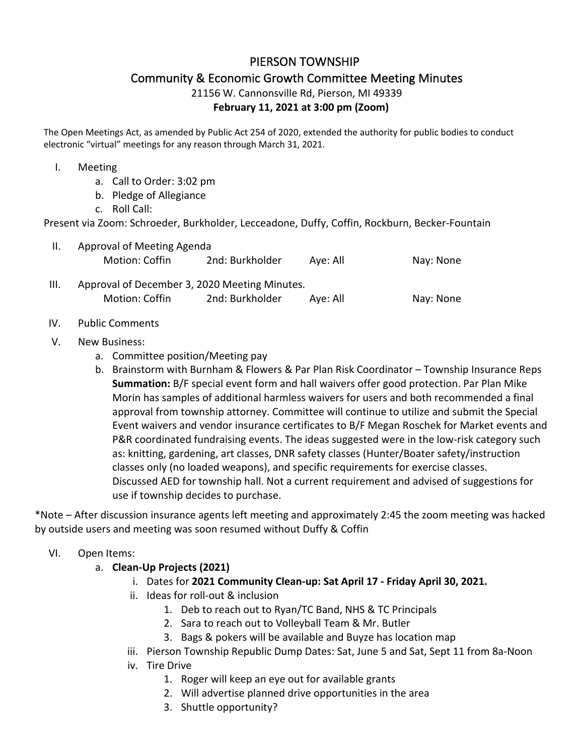# PIERSON TOWNSHIP

## Community & Economic Growth Committee Meeting Minutes

21156 W. Cannonsville Rd, Pierson, MI 49339

**February 11, 2021 at 3:00 pm (Zoom)**

The Open Meetings Act, as amended by Public Act 254 of 2020, extended the authority for public bodies to conduct electronic "virtual" meetings for any reason through March 31, 2021.

I. Meeting
   a. Call to Order: 3:02 pm
   b. Pledge of Allegiance
   c. Roll Call:

Present via Zoom: Schroeder, Burkholder, Lecceadone, Duffy, Coffin, Rockburn, Becker-Fountain

II. Approval of Meeting Agenda

| Motion: Coffin | 2nd: Burkholder | Aye: All | Nay: None |
|---|---|---|---|

III. Approval of December 3, 2020 Meeting Minutes.

| Motion: Coffin | 2nd: Burkholder | Aye: All | Nay: None |
|---|---|---|---|

IV. Public Comments

V. New Business:
   a. Committee position/Meeting pay
   b. Brainstorm with Burnham & Flowers & Par Plan Risk Coordinator – Township Insurance Reps
      **Summation:** B/F special event form and hall waivers offer good protection. Par Plan Mike Morin has samples of additional harmless waivers for users and both recommended a final approval from township attorney. Committee will continue to utilize and submit the Special Event waivers and vendor insurance certificates to B/F Megan Roschek for Market events and P&R coordinated fundraising events. The ideas suggested were in the low-risk category such as: knitting, gardening, art classes, DNR safety classes (Hunter/Boater safety/instruction classes only (no loaded weapons), and specific requirements for exercise classes. Discussed AED for township hall. Not a current requirement and advised of suggestions for use if township decides to purchase.

*Note – After discussion insurance agents left meeting and approximately 2:45 the zoom meeting was hacked by outside users and meeting was soon resumed without Duffy & Coffin

VI. Open Items:
   a. **Clean-Up Projects (2021)**
      i. Dates for **2021 Community Clean-up: Sat April 17 - Friday April 30, 2021.**
      ii. Ideas for roll-out & inclusion
         1. Deb to reach out to Ryan/TC Band, NHS & TC Principals
         2. Sara to reach out to Volleyball Team & Mr. Butler
         3. Bags & pokers will be available and Buyze has location map
      iii. Pierson Township Republic Dump Dates: Sat, June 5 and Sat, Sept 11 from 8a-Noon
      iv. Tire Drive
         1. Roger will keep an eye out for available grants
         2. Will advertise planned drive opportunities in the area
         3. Shuttle opportunity?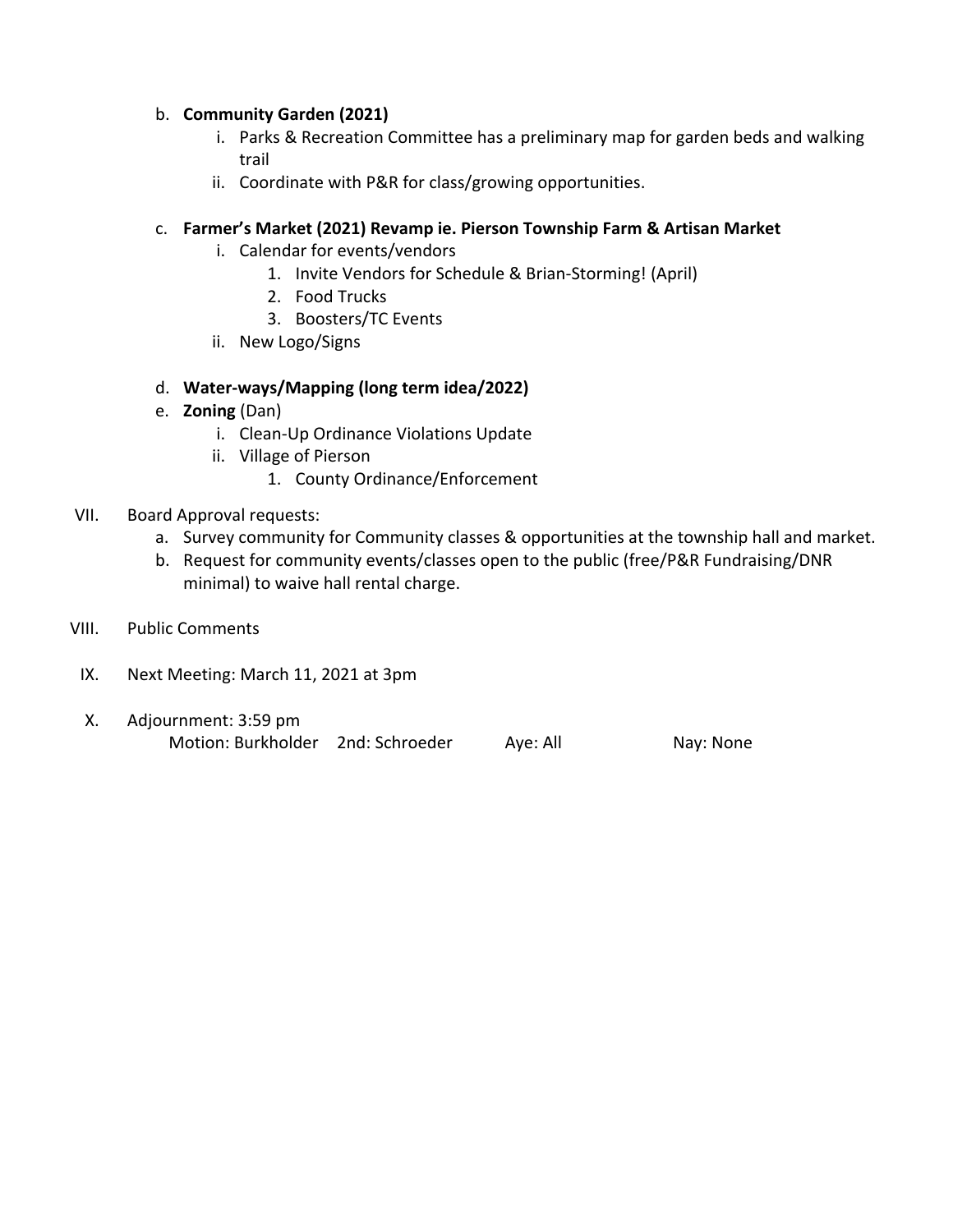b. **Community Garden (2021)**
   i. Parks & Recreation Committee has a preliminary map for garden beds and walking trail
   ii. Coordinate with P&R for class/growing opportunities.

c. **Farmer's Market (2021) Revamp ie. Pierson Township Farm & Artisan Market**
   i. Calendar for events/vendors
      1. Invite Vendors for Schedule & Brian-Storming! (April)
      2. Food Trucks
      3. Boosters/TC Events
   ii. New Logo/Signs

d. **Water-ways/Mapping (long term idea/2022)**

e. **Zoning** (Dan)
   i. Clean-Up Ordinance Violations Update
   ii. Village of Pierson
      1. County Ordinance/Enforcement

VII. Board Approval requests:
   a. Survey community for Community classes & opportunities at the township hall and market.
   b. Request for community events/classes open to the public (free/P&R Fundraising/DNR minimal) to waive hall rental charge.

VIII. Public Comments

IX. Next Meeting: March 11, 2021 at 3pm

X. Adjournment: 3:59 pm
   Motion: Burkholder 2nd: Schroeder Aye: All Nay: None